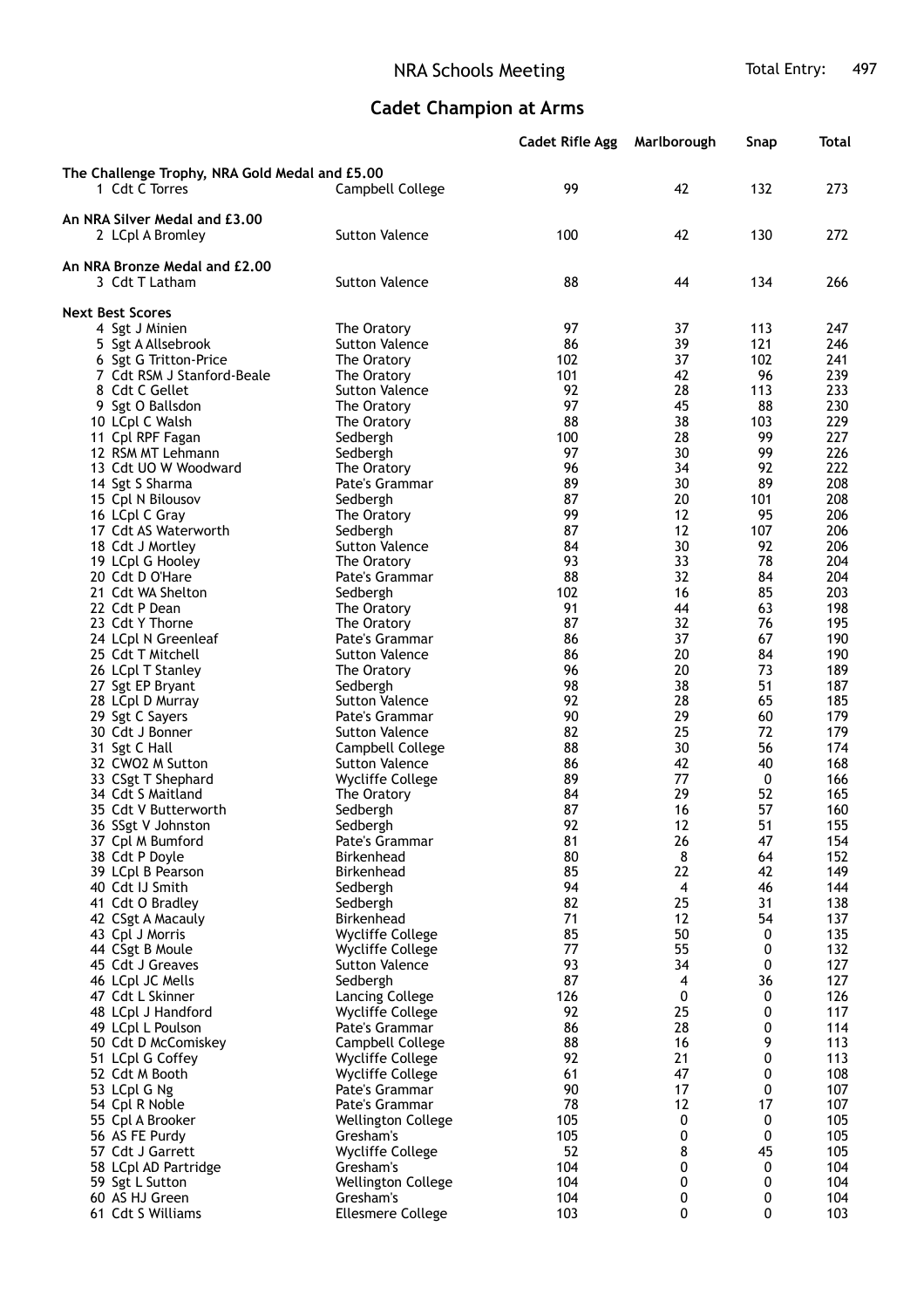# NRA Schools Meeting

Total Entry: 497

## Cadet Champion at Arms

| | | Cadet Rifle Agg | Marlborough | Snap | Total |
|---|---|---|---|---|---|
| **The Challenge Trophy, NRA Gold Medal and £5.00** | | | | | |
| 1 Cdt C Torres | Campbell College | 99 | 42 | 132 | 273 |
| **An NRA Silver Medal and £3.00** | | | | | |
| 2 LCpl A Bromley | Sutton Valence | 100 | 42 | 130 | 272 |
| **An NRA Bronze Medal and £2.00** | | | | | |
| 3 Cdt T Latham | Sutton Valence | 88 | 44 | 134 | 266 |
| **Next Best Scores** | | | | | |
| 4 Sgt J Minien | The Oratory | 97 | 37 | 113 | 247 |
| 5 Sgt A Allsebrook | Sutton Valence | 86 | 39 | 121 | 246 |
| 6 Sgt G Tritton-Price | The Oratory | 102 | 37 | 102 | 241 |
| 7 Cdt RSM J Stanford-Beale | The Oratory | 101 | 42 | 96 | 239 |
| 8 Cdt C Gellet | Sutton Valence | 92 | 28 | 113 | 233 |
| 9 Sgt O Ballsdon | The Oratory | 97 | 45 | 88 | 230 |
| 10 LCpl C Walsh | The Oratory | 88 | 38 | 103 | 229 |
| 11 Cpl RPF Fagan | Sedbergh | 100 | 28 | 99 | 227 |
| 12 RSM MT Lehmann | Sedbergh | 97 | 30 | 99 | 226 |
| 13 Cdt UO W Woodward | The Oratory | 96 | 34 | 92 | 222 |
| 14 Sgt S Sharma | Pate's Grammar | 89 | 30 | 89 | 208 |
| 15 Cpl N Bilousov | Sedbergh | 87 | 20 | 101 | 208 |
| 16 LCpl C Gray | The Oratory | 99 | 12 | 95 | 206 |
| 17 Cdt AS Waterworth | Sedbergh | 87 | 12 | 107 | 206 |
| 18 Cdt J Mortley | Sutton Valence | 84 | 30 | 92 | 206 |
| 19 LCpl G Hooley | The Oratory | 93 | 33 | 78 | 204 |
| 20 Cdt D O'Hare | Pate's Grammar | 88 | 32 | 84 | 204 |
| 21 Cdt WA Shelton | Sedbergh | 102 | 16 | 85 | 203 |
| 22 Cdt P Dean | The Oratory | 91 | 44 | 63 | 198 |
| 23 Cdt Y Thorne | The Oratory | 87 | 32 | 76 | 195 |
| 24 LCpl N Greenleaf | Pate's Grammar | 86 | 37 | 67 | 190 |
| 25 Cdt T Mitchell | Sutton Valence | 86 | 20 | 84 | 190 |
| 26 LCpl T Stanley | The Oratory | 96 | 20 | 73 | 189 |
| 27 Sgt EP Bryant | Sedbergh | 98 | 38 | 51 | 187 |
| 28 LCpl D Murray | Sutton Valence | 92 | 28 | 65 | 185 |
| 29 Sgt C Sayers | Pate's Grammar | 90 | 29 | 60 | 179 |
| 30 Cdt J Bonner | Sutton Valence | 82 | 25 | 72 | 179 |
| 31 Sgt C Hall | Campbell College | 88 | 30 | 56 | 174 |
| 32 CWO2 M Sutton | Sutton Valence | 86 | 42 | 40 | 168 |
| 33 CSgt T Shephard | Wycliffe College | 89 | 77 | 0 | 166 |
| 34 Cdt S Maitland | The Oratory | 84 | 29 | 52 | 165 |
| 35 Cdt V Butterworth | Sedbergh | 87 | 16 | 57 | 160 |
| 36 SSgt V Johnston | Sedbergh | 92 | 12 | 51 | 155 |
| 37 Cpl M Bumford | Pate's Grammar | 81 | 26 | 47 | 154 |
| 38 Cdt P Doyle | Birkenhead | 80 | 8 | 64 | 152 |
| 39 LCpl B Pearson | Birkenhead | 85 | 22 | 42 | 149 |
| 40 Cdt IJ Smith | Sedbergh | 94 | 4 | 46 | 144 |
| 41 Cdt O Bradley | Sedbergh | 82 | 25 | 31 | 138 |
| 42 CSgt A Macauly | Birkenhead | 71 | 12 | 54 | 137 |
| 43 Cpl J Morris | Wycliffe College | 85 | 50 | 0 | 135 |
| 44 CSgt B Moule | Wycliffe College | 77 | 55 | 0 | 132 |
| 45 Cdt J Greaves | Sutton Valence | 93 | 34 | 0 | 127 |
| 46 LCpl JC Mells | Sedbergh | 87 | 4 | 36 | 127 |
| 47 Cdt L Skinner | Lancing College | 126 | 0 | 0 | 126 |
| 48 LCpl J Handford | Wycliffe College | 92 | 25 | 0 | 117 |
| 49 LCpl L Poulson | Pate's Grammar | 86 | 28 | 0 | 114 |
| 50 Cdt D McComiskey | Campbell College | 88 | 16 | 9 | 113 |
| 51 LCpl G Coffey | Wycliffe College | 92 | 21 | 0 | 113 |
| 52 Cdt M Booth | Wycliffe College | 61 | 47 | 0 | 108 |
| 53 LCpl G Ng | Pate's Grammar | 90 | 17 | 0 | 107 |
| 54 Cpl R Noble | Pate's Grammar | 78 | 12 | 17 | 107 |
| 55 Cpl A Brooker | Wellington College | 105 | 0 | 0 | 105 |
| 56 AS FE Purdy | Gresham's | 105 | 0 | 0 | 105 |
| 57 Cdt J Garrett | Wycliffe College | 52 | 8 | 45 | 105 |
| 58 LCpl AD Partridge | Gresham's | 104 | 0 | 0 | 104 |
| 59 Sgt L Sutton | Wellington College | 104 | 0 | 0 | 104 |
| 60 AS HJ Green | Gresham's | 104 | 0 | 0 | 104 |
| 61 Cdt S Williams | Ellesmere College | 103 | 0 | 0 | 103 |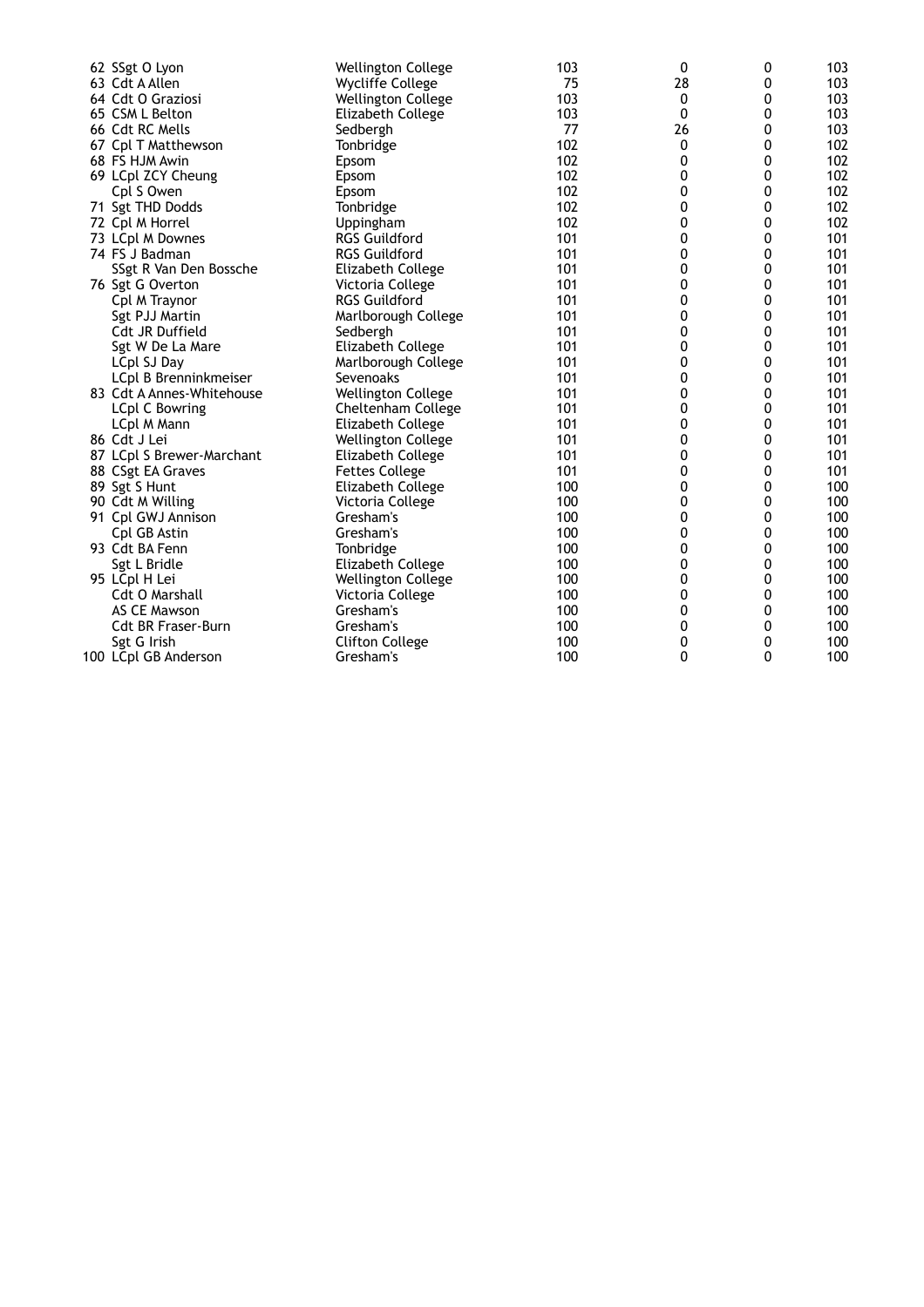| | | | | | | |
|---|---|---|---|---|---|---|
| 62 | SSgt O Lyon | Wellington College | 103 | 0 | 0 | 103 |
| 63 | Cdt A Allen | Wycliffe College | 75 | 28 | 0 | 103 |
| 64 | Cdt O Graziosi | Wellington College | 103 | 0 | 0 | 103 |
| 65 | CSM L Belton | Elizabeth College | 103 | 0 | 0 | 103 |
| 66 | Cdt RC Mells | Sedbergh | 77 | 26 | 0 | 103 |
| 67 | Cpl T Matthewson | Tonbridge | 102 | 0 | 0 | 102 |
| 68 | FS HJM Awin | Epsom | 102 | 0 | 0 | 102 |
| 69 | LCpl ZCY Cheung | Epsom | 102 | 0 | 0 | 102 |
| | Cpl S Owen | Epsom | 102 | 0 | 0 | 102 |
| 71 | Sgt THD Dodds | Tonbridge | 102 | 0 | 0 | 102 |
| 72 | Cpl M Horrel | Uppingham | 102 | 0 | 0 | 102 |
| 73 | LCpl M Downes | RGS Guildford | 101 | 0 | 0 | 101 |
| 74 | FS J Badman | RGS Guildford | 101 | 0 | 0 | 101 |
| | SSgt R Van Den Bossche | Elizabeth College | 101 | 0 | 0 | 101 |
| 76 | Sgt G Overton | Victoria College | 101 | 0 | 0 | 101 |
| | Cpl M Traynor | RGS Guildford | 101 | 0 | 0 | 101 |
| | Sgt PJJ Martin | Marlborough College | 101 | 0 | 0 | 101 |
| | Cdt JR Duffield | Sedbergh | 101 | 0 | 0 | 101 |
| | Sgt W De La Mare | Elizabeth College | 101 | 0 | 0 | 101 |
| | LCpl SJ Day | Marlborough College | 101 | 0 | 0 | 101 |
| | LCpl B Brenninkmeiser | Sevenoaks | 101 | 0 | 0 | 101 |
| 83 | Cdt A Annes-Whitehouse | Wellington College | 101 | 0 | 0 | 101 |
| | LCpl C Bowring | Cheltenham College | 101 | 0 | 0 | 101 |
| | LCpl M Mann | Elizabeth College | 101 | 0 | 0 | 101 |
| 86 | Cdt J Lei | Wellington College | 101 | 0 | 0 | 101 |
| 87 | LCpl S Brewer-Marchant | Elizabeth College | 101 | 0 | 0 | 101 |
| 88 | CSgt EA Graves | Fettes College | 101 | 0 | 0 | 101 |
| 89 | Sgt S Hunt | Elizabeth College | 100 | 0 | 0 | 100 |
| 90 | Cdt M Willing | Victoria College | 100 | 0 | 0 | 100 |
| 91 | Cpl GWJ Annison | Gresham's | 100 | 0 | 0 | 100 |
| | Cpl GB Astin | Gresham's | 100 | 0 | 0 | 100 |
| 93 | Cdt BA Fenn | Tonbridge | 100 | 0 | 0 | 100 |
| | Sgt L Bridle | Elizabeth College | 100 | 0 | 0 | 100 |
| 95 | LCpl H Lei | Wellington College | 100 | 0 | 0 | 100 |
| | Cdt O Marshall | Victoria College | 100 | 0 | 0 | 100 |
| | AS CE Mawson | Gresham's | 100 | 0 | 0 | 100 |
| | Cdt BR Fraser-Burn | Gresham's | 100 | 0 | 0 | 100 |
| | Sgt G Irish | Clifton College | 100 | 0 | 0 | 100 |
| 100 | LCpl GB Anderson | Gresham's | 100 | 0 | 0 | 100 |